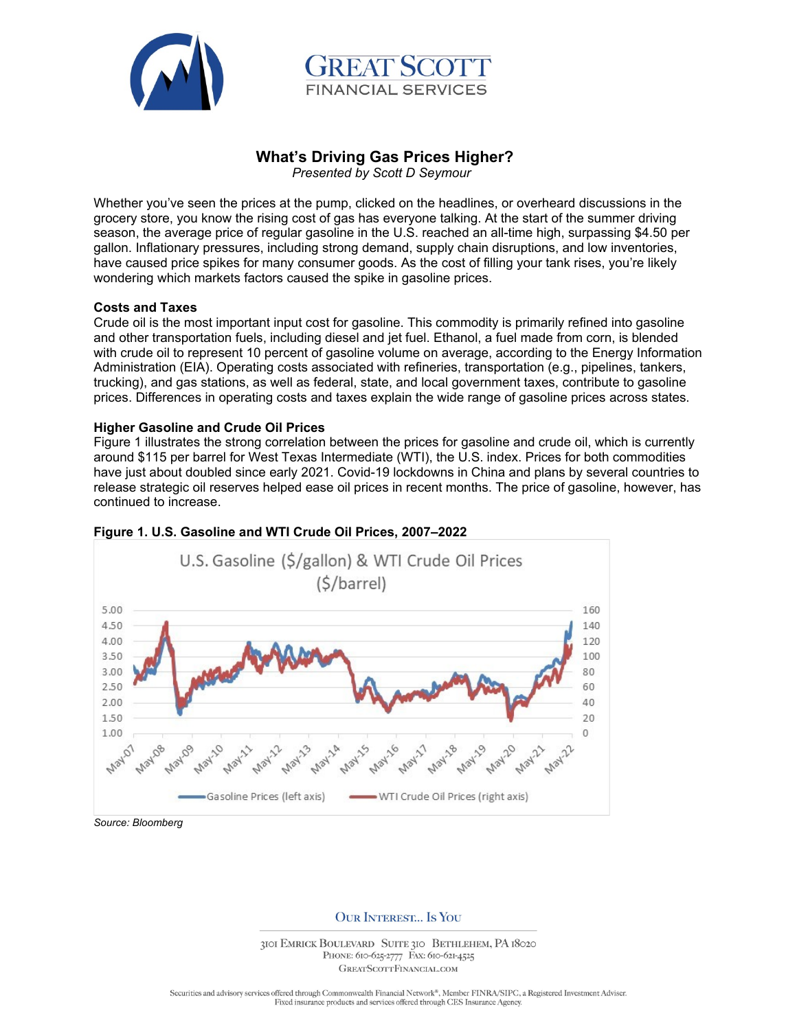# What's Driving Gas Prices Higher?

*Presented by Scott D Seymour*

Whether you've seen the prices at the pump, clicked on the headlines, or overheard discussions in the grocery store, you know the rising cost of gas has everyone talking. At the start of the summer driving season, the average price of regular gasoline in the U.S. reached an all-time high, surpassing $4.50 per gallon. Inflationary pressures, including strong demand, supply chain disruptions, and low inventories, have caused price spikes for many consumer goods. As the cost of filling your tank rises, you're likely wondering which markets factors caused the spike in gasoline prices.

**Costs and Taxes**

Crude oil is the most important input cost for gasoline. This commodity is primarily refined into gasoline and other transportation fuels, including diesel and jet fuel. Ethanol, a fuel made from corn, is blended with crude oil to represent 10 percent of gasoline volume on average, according to the Energy Information Administration (EIA). Operating costs associated with refineries, transportation (e.g., pipelines, tankers, trucking), and gas stations, as well as federal, state, and local government taxes, contribute to gasoline prices. Differences in operating costs and taxes explain the wide range of gasoline prices across states.

**Higher Gasoline and Crude Oil Prices**

Figure 1 illustrates the strong correlation between the prices for gasoline and crude oil, which is currently around $115 per barrel for West Texas Intermediate (WTI), the U.S. index. Prices for both commodities have just about doubled since early 2021. Covid-19 lockdowns in China and plans by several countries to release strategic oil reserves helped ease oil prices in recent months. The price of gasoline, however, has continued to increase.

**Figure 1. U.S. Gasoline and WTI Crude Oil Prices, 2007–2022**

*Source: Bloomberg*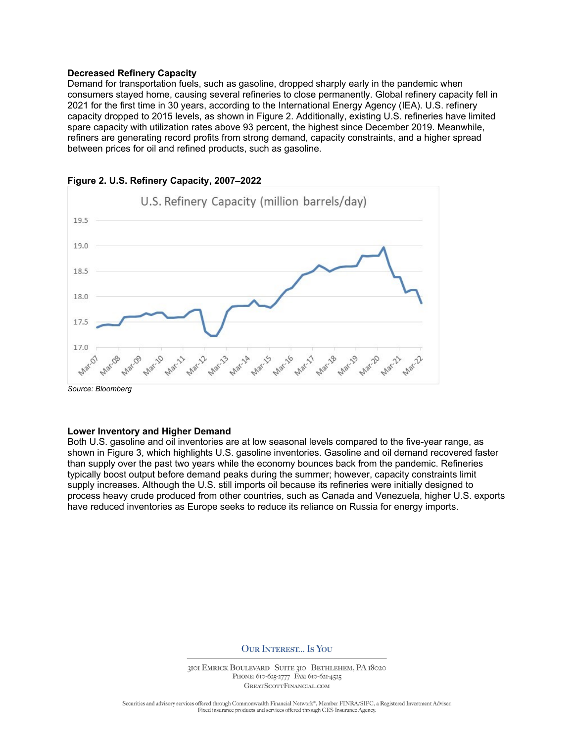**Decreased Refinery Capacity**

Demand for transportation fuels, such as gasoline, dropped sharply early in the pandemic when consumers stayed home, causing several refineries to close permanently. Global refinery capacity fell in 2021 for the first time in 30 years, according to the International Energy Agency (IEA). U.S. refinery capacity dropped to 2015 levels, as shown in Figure 2. Additionally, existing U.S. refineries have limited spare capacity with utilization rates above 93 percent, the highest since December 2019. Meanwhile, refiners are generating record profits from strong demand, capacity constraints, and a higher spread between prices for oil and refined products, such as gasoline.

**Figure 2. U.S. Refinery Capacity, 2007–2022**

*Source: Bloomberg*

**Lower Inventory and Higher Demand**

Both U.S. gasoline and oil inventories are at low seasonal levels compared to the five-year range, as shown in Figure 3, which highlights U.S. gasoline inventories. Gasoline and oil demand recovered faster than supply over the past two years while the economy bounces back from the pandemic. Refineries typically boost output before demand peaks during the summer; however, capacity constraints limit supply increases. Although the U.S. still imports oil because its refineries were initially designed to process heavy crude produced from other countries, such as Canada and Venezuela, higher U.S. exports have reduced inventories as Europe seeks to reduce its reliance on Russia for energy imports.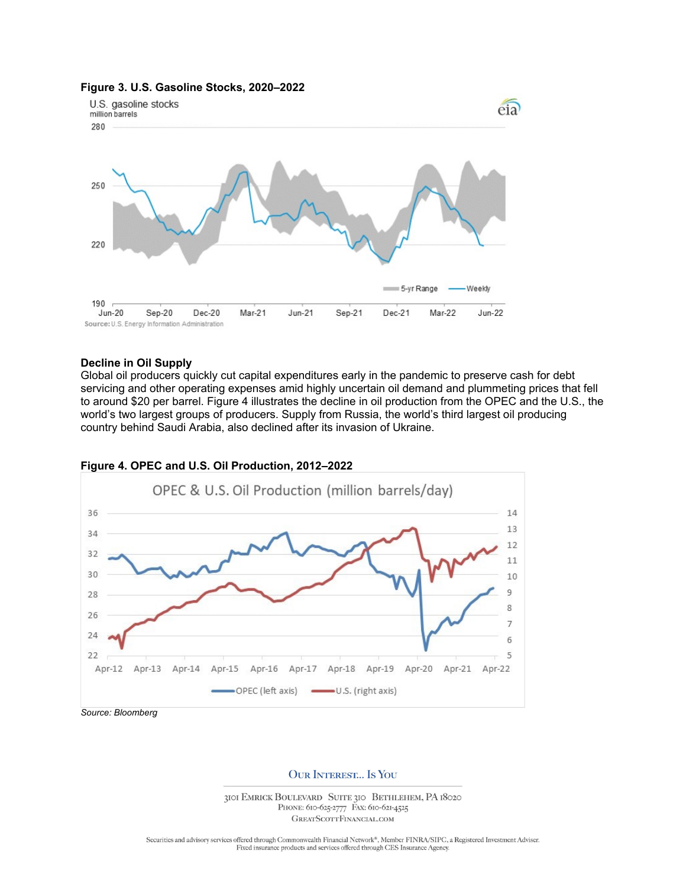**Figure 3. U.S. Gasoline Stocks, 2020–2022**

**Decline in Oil Supply**
Global oil producers quickly cut capital expenditures early in the pandemic to preserve cash for debt servicing and other operating expenses amid highly uncertain oil demand and plummeting prices that fell to around $20 per barrel. Figure 4 illustrates the decline in oil production from the OPEC and the U.S., the world's two largest groups of producers. Supply from Russia, the world's third largest oil producing country behind Saudi Arabia, also declined after its invasion of Ukraine.

**Figure 4. OPEC and U.S. Oil Production, 2012–2022**

*Source: Bloomberg*

Securities and advisory services offered through Commonwealth Financial Network®, Member FINRA/SIPC, a Registered Investment Adviser.
Fixed insurance products and services offered through CES Insurance Agency.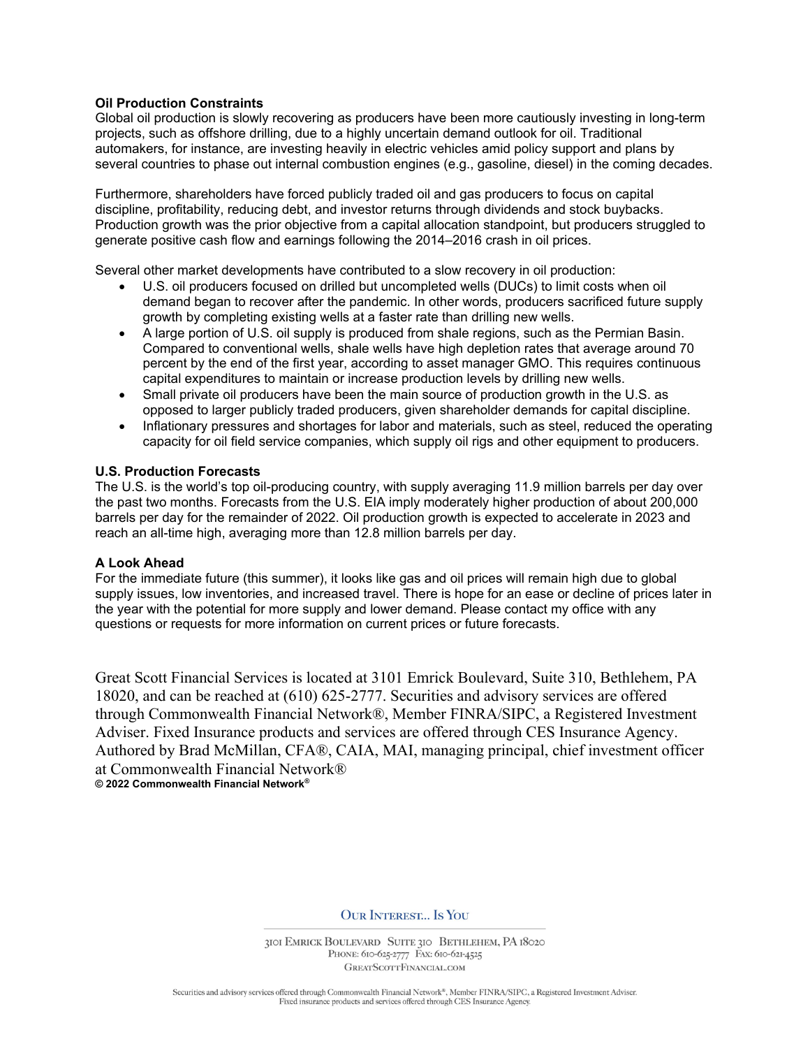**Oil Production Constraints**

Global oil production is slowly recovering as producers have been more cautiously investing in long-term projects, such as offshore drilling, due to a highly uncertain demand outlook for oil. Traditional automakers, for instance, are investing heavily in electric vehicles amid policy support and plans by several countries to phase out internal combustion engines (e.g., gasoline, diesel) in the coming decades.

Furthermore, shareholders have forced publicly traded oil and gas producers to focus on capital discipline, profitability, reducing debt, and investor returns through dividends and stock buybacks. Production growth was the prior objective from a capital allocation standpoint, but producers struggled to generate positive cash flow and earnings following the 2014–2016 crash in oil prices.

Several other market developments have contributed to a slow recovery in oil production:

- U.S. oil producers focused on drilled but uncompleted wells (DUCs) to limit costs when oil demand began to recover after the pandemic. In other words, producers sacrificed future supply growth by completing existing wells at a faster rate than drilling new wells.
- A large portion of U.S. oil supply is produced from shale regions, such as the Permian Basin. Compared to conventional wells, shale wells have high depletion rates that average around 70 percent by the end of the first year, according to asset manager GMO. This requires continuous capital expenditures to maintain or increase production levels by drilling new wells.
- Small private oil producers have been the main source of production growth in the U.S. as opposed to larger publicly traded producers, given shareholder demands for capital discipline.
- Inflationary pressures and shortages for labor and materials, such as steel, reduced the operating capacity for oil field service companies, which supply oil rigs and other equipment to producers.

**U.S. Production Forecasts**

The U.S. is the world's top oil-producing country, with supply averaging 11.9 million barrels per day over the past two months. Forecasts from the U.S. EIA imply moderately higher production of about 200,000 barrels per day for the remainder of 2022. Oil production growth is expected to accelerate in 2023 and reach an all-time high, averaging more than 12.8 million barrels per day.

**A Look Ahead**

For the immediate future (this summer), it looks like gas and oil prices will remain high due to global supply issues, low inventories, and increased travel. There is hope for an ease or decline of prices later in the year with the potential for more supply and lower demand. Please contact my office with any questions or requests for more information on current prices or future forecasts.

Great Scott Financial Services is located at 3101 Emrick Boulevard, Suite 310, Bethlehem, PA 18020, and can be reached at (610) 625-2777. Securities and advisory services are offered through Commonwealth Financial Network®, Member FINRA/SIPC, a Registered Investment Adviser. Fixed Insurance products and services are offered through CES Insurance Agency. Authored by Brad McMillan, CFA®, CAIA, MAI, managing principal, chief investment officer at Commonwealth Financial Network®

**© 2022 Commonwealth Financial Network®**

Our Interest... Is You

3101 Emrick Boulevard Suite 310 Bethlehem, PA 18020
Phone: 610-625-2777 Fax: 610-621-4525
GreatScottFinancial.com

Securities and advisory services offered through Commonwealth Financial Network®, Member FINRA/SIPC, a Registered Investment Adviser. Fixed insurance products and services offered through CES Insurance Agency.